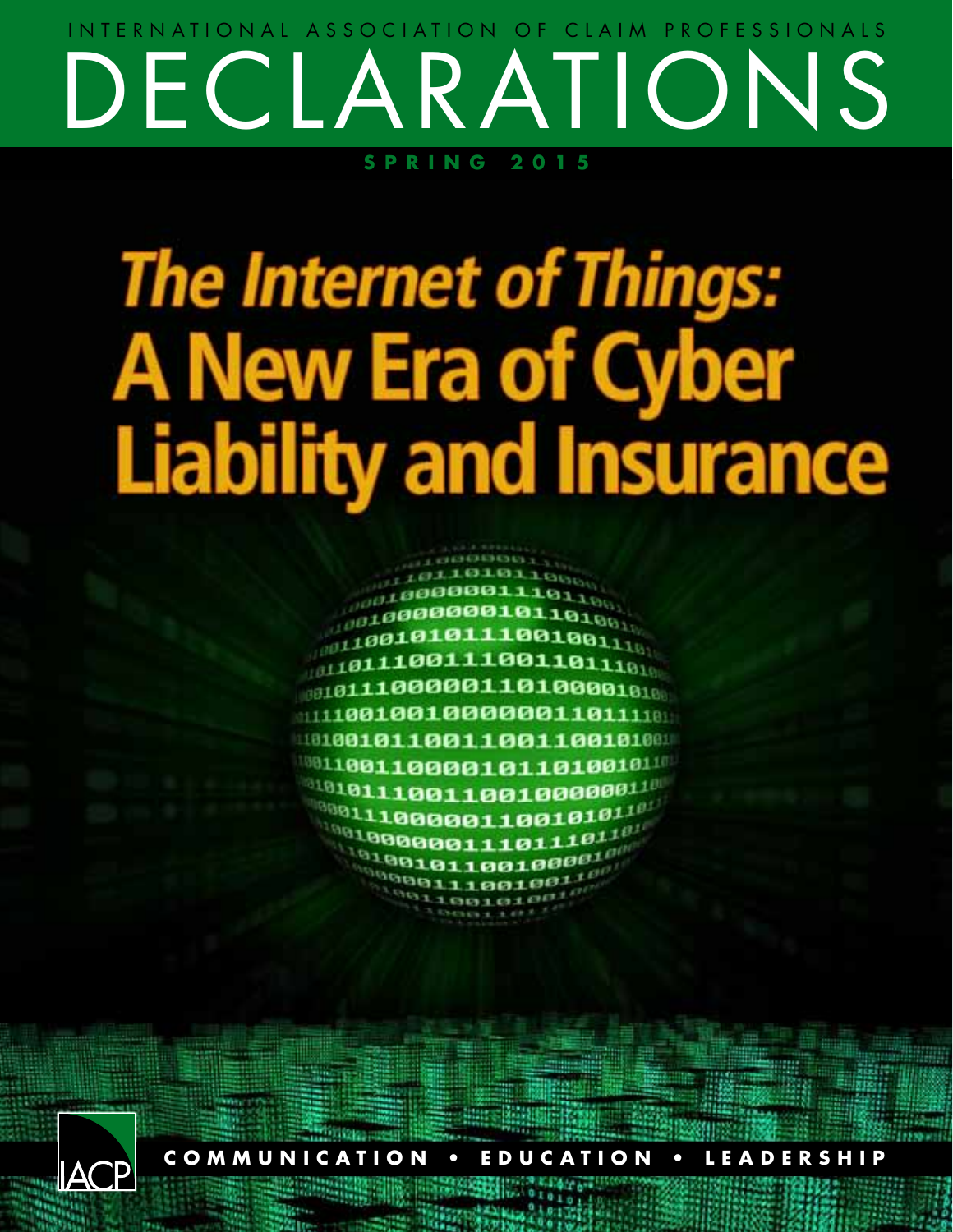INTERNATIONAL ASSOCIATION OF CLAIM PROFESSIONALS

# DECLARATIONS

**SPRING 2015**

# The Internet of Things: A New Era of Cyber Liability and Insurance

IACP

**COMMUNICATION • EDUCATION • LEADERSHIP**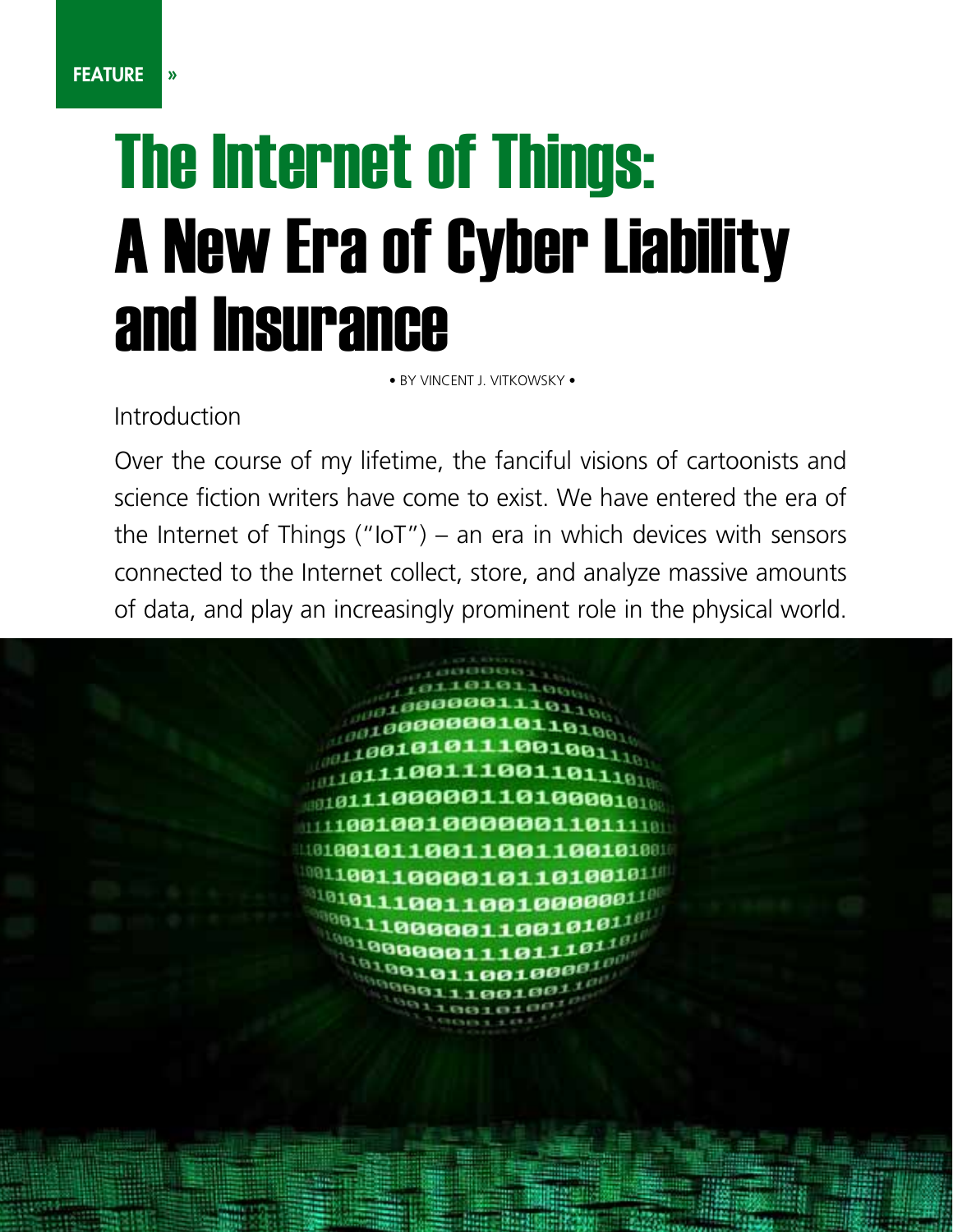FEATURE »

# The Internet of Things: A New Era of Cyber Liability and Insurance

• BY VINCENT J. VITKOWSKY •

## Introduction

Over the course of my lifetime, the fanciful visions of cartoonists and science fiction writers have come to exist. We have entered the era of the Internet of Things ("IoT") – an era in which devices with sensors connected to the Internet collect, store, and analyze massive amounts of data, and play an increasingly prominent role in the physical world.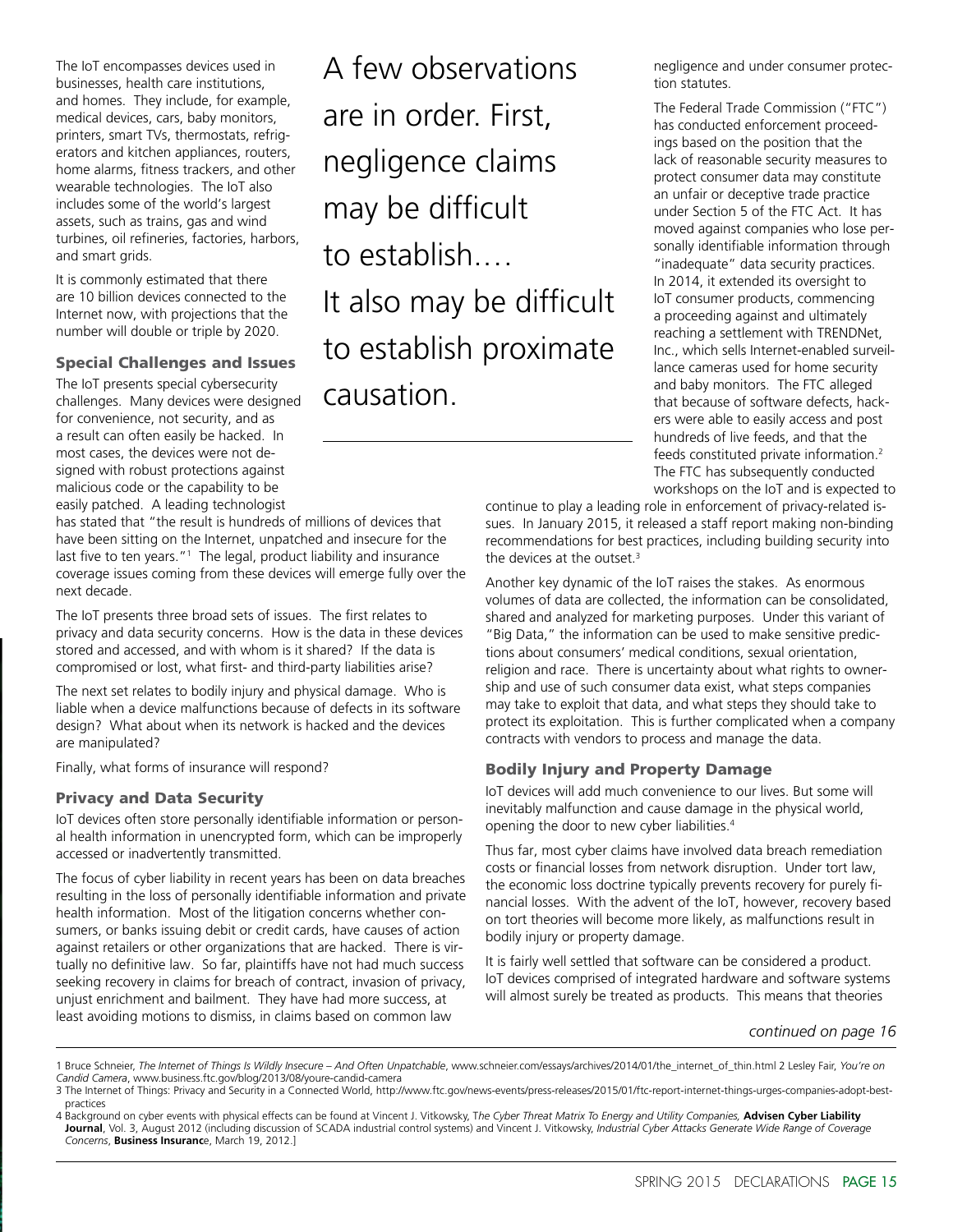The IoT encompasses devices used in businesses, health care institutions, and homes. They include, for example, medical devices, cars, baby monitors, printers, smart TVs, thermostats, refrigerators and kitchen appliances, routers, home alarms, fitness trackers, and other wearable technologies. The IoT also includes some of the world's largest assets, such as trains, gas and wind turbines, oil refineries, factories, harbors, and smart grids.

It is commonly estimated that there are 10 billion devices connected to the Internet now, with projections that the number will double or triple by 2020.

### Special Challenges and Issues

The IoT presents special cybersecurity challenges. Many devices were designed for convenience, not security, and as a result can often easily be hacked. In most cases, the devices were not designed with robust protections against malicious code or the capability to be easily patched. A leading technologist has stated that "the result is hundreds of millions of devices that have been sitting on the Internet, unpatched and insecure for the last five to ten years."[1] The legal, product liability and insurance coverage issues coming from these devices will emerge fully over the next decade.

The IoT presents three broad sets of issues. The first relates to privacy and data security concerns. How is the data in these devices stored and accessed, and with whom is it shared? If the data is compromised or lost, what first- and third-party liabilities arise?

The next set relates to bodily injury and physical damage. Who is liable when a device malfunctions because of defects in its software design? What about when its network is hacked and the devices are manipulated?

Finally, what forms of insurance will respond?

### Privacy and Data Security

IoT devices often store personally identifiable information or personal health information in unencrypted form, which can be improperly accessed or inadvertently transmitted.

The focus of cyber liability in recent years has been on data breaches resulting in the loss of personally identifiable information and private health information. Most of the litigation concerns whether consumers, or banks issuing debit or credit cards, have causes of action against retailers or other organizations that are hacked. There is virtually no definitive law. So far, plaintiffs have not had much success seeking recovery in claims for breach of contract, invasion of privacy, unjust enrichment and bailment. They have had more success, at least avoiding motions to dismiss, in claims based on common law negligence and under consumer protection statutes.

> A few observations are in order. First, negligence claims may be difficult to establish…. It also may be difficult to establish proximate causation.

The Federal Trade Commission ("FTC") has conducted enforcement proceedings based on the position that the lack of reasonable security measures to protect consumer data may constitute an unfair or deceptive trade practice under Section 5 of the FTC Act. It has moved against companies who lose personally identifiable information through "inadequate" data security practices. In 2014, it extended its oversight to IoT consumer products, commencing a proceeding against and ultimately reaching a settlement with TRENDNet, Inc., which sells Internet-enabled surveillance cameras used for home security and baby monitors. The FTC alleged that because of software defects, hackers were able to easily access and post hundreds of live feeds, and that the feeds constituted private information.[2] The FTC has subsequently conducted workshops on the IoT and is expected to continue to play a leading role in enforcement of privacy-related issues. In January 2015, it released a staff report making non-binding recommendations for best practices, including building security into the devices at the outset.[3]

Another key dynamic of the IoT raises the stakes. As enormous volumes of data are collected, the information can be consolidated, shared and analyzed for marketing purposes. Under this variant of "Big Data," the information can be used to make sensitive predictions about consumers' medical conditions, sexual orientation, religion and race. There is uncertainty about what rights to ownership and use of such consumer data exist, what steps companies may take to exploit that data, and what steps they should take to protect its exploitation. This is further complicated when a company contracts with vendors to process and manage the data.

### Bodily Injury and Property Damage

IoT devices will add much convenience to our lives. But some will inevitably malfunction and cause damage in the physical world, opening the door to new cyber liabilities.[4]

Thus far, most cyber claims have involved data breach remediation costs or financial losses from network disruption. Under tort law, the economic loss doctrine typically prevents recovery for purely financial losses. With the advent of the IoT, however, recovery based on tort theories will become more likely, as malfunctions result in bodily injury or property damage.

It is fairly well settled that software can be considered a product. IoT devices comprised of integrated hardware and software systems will almost surely be treated as products. This means that theories

*continued on page 16*

---

1 Bruce Schneier, *The Internet of Things Is Wildly Insecure – And Often Unpatchable*, www.schneier.com/essays/archives/2014/01/the_internet_of_thin.html 2 Lesley Fair, *You're on Candid Camera*, www.business.ftc.gov/blog/2013/08/youre-candid-camera

3 The Internet of Things: Privacy and Security in a Connected World, http://www.ftc.gov/news-events/press-releases/2015/01/ftc-report-internet-things-urges-companies-adopt-best-practices

4 Background on cyber events with physical effects can be found at Vincent J. Vitkowsky, *The Cyber Threat Matrix To Energy and Utility Companies,* **Advisen Cyber Liability Journal**, Vol. 3, August 2012 (including discussion of SCADA industrial control systems) and Vincent J. Vitkowsky, *Industrial Cyber Attacks Generate Wide Range of Coverage Concerns*, **Business Insurance**, March 19, 2012.]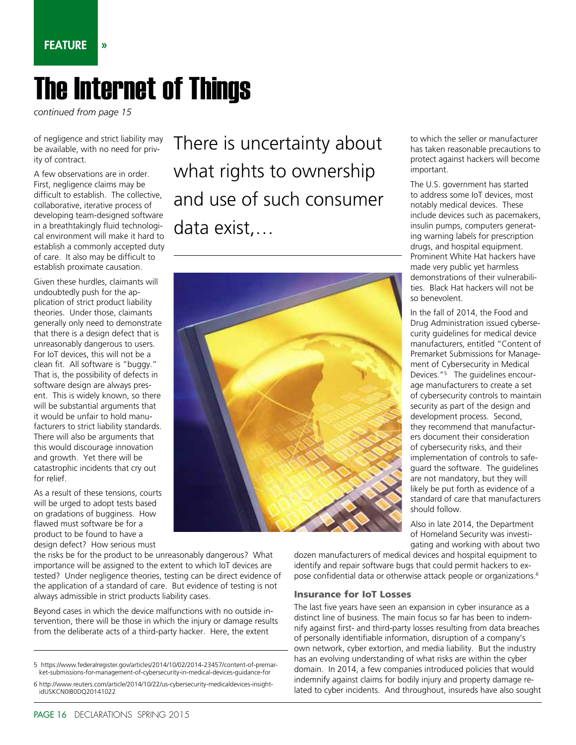# The Internet of Things

*continued from page 15*

of negligence and strict liability may be available, with no need for privity of contract.

A few observations are in order. First, negligence claims may be difficult to establish. The collective, collaborative, iterative process of developing team-designed software in a breathtakingly fluid technological environment will make it hard to establish a commonly accepted duty of care. It also may be difficult to establish proximate causation.

Given these hurdles, claimants will undoubtedly push for the application of strict product liability theories. Under those, claimants generally only need to demonstrate that there is a design defect that is unreasonably dangerous to users. For IoT devices, this will not be a clean fit. All software is "buggy." That is, the possibility of defects in software design are always present. This is widely known, so there will be substantial arguments that it would be unfair to hold manufacturers to strict liability standards. There will also be arguments that this would discourage innovation and growth. Yet there will be catastrophic incidents that cry out for relief.

As a result of these tensions, courts will be urged to adopt tests based on gradations of bugginess. How flawed must software be for a product to be found to have a design defect? How serious must the risks be for the product to be unreasonably dangerous? What importance will be assigned to the extent to which IoT devices are tested? Under negligence theories, testing can be direct evidence of the application of a standard of care. But evidence of testing is not always admissible in strict products liability cases.

Beyond cases in which the device malfunctions with no outside intervention, there will be those in which the injury or damage results from the deliberate acts of a third-party hacker. Here, the extent to which the seller or manufacturer has taken reasonable precautions to protect against hackers will become important.

> There is uncertainty about what rights to ownership and use of such consumer data exist,…

The U.S. government has started to address some IoT devices, most notably medical devices. These include devices such as pacemakers, insulin pumps, computers generating warning labels for prescription drugs, and hospital equipment. Prominent White Hat hackers have made very public yet harmless demonstrations of their vulnerabilities. Black Hat hackers will not be so benevolent.

In the fall of 2014, the Food and Drug Administration issued cybersecurity guidelines for medical device manufacturers, entitled "Content of Premarket Submissions for Management of Cybersecurity in Medical Devices."[5] The guidelines encourage manufacturers to create a set of cybersecurity controls to maintain security as part of the design and development process. Second, they recommend that manufacturers document their consideration of cybersecurity risks, and their implementation of controls to safeguard the software. The guidelines are not mandatory, but they will likely be put forth as evidence of a standard of care that manufacturers should follow.

Also in late 2014, the Department of Homeland Security was investigating and working with about two dozen manufacturers of medical devices and hospital equipment to identify and repair software bugs that could permit hackers to expose confidential data or otherwise attack people or organizations.[6]

### Insurance for IoT Losses

The last five years have seen an expansion in cyber insurance as a distinct line of business. The main focus so far has been to indemnify against first- and third-party losses resulting from data breaches of personally identifiable information, disruption of a company's own network, cyber extortion, and media liability. But the industry has an evolving understanding of what risks are within the cyber domain. In 2014, a few companies introduced policies that would indemnify against claims for bodily injury and property damage related to cyber incidents. And throughout, insureds have also sought

---

5 https://www.federalregister.gov/articles/2014/10/02/2014-23457/content-of-premarket-submissions-for-management-of-cybersecurity-in-medical-devices-guidance-for

6 http://www.reuters.com/article/2014/10/22/us-cybersecurity-medicaldevices-insight-idUSKCN0IB0DQ20141022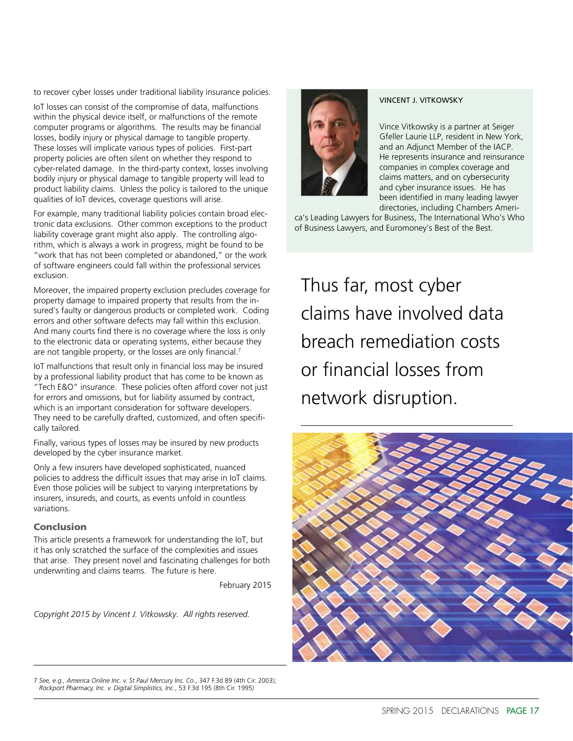to recover cyber losses under traditional liability insurance policies.

IoT losses can consist of the compromise of data, malfunctions within the physical device itself, or malfunctions of the remote computer programs or algorithms. The results may be financial losses, bodily injury or physical damage to tangible property. These losses will implicate various types of policies. First-part property policies are often silent on whether they respond to cyber-related damage. In the third-party context, losses involving bodily injury or physical damage to tangible property will lead to product liability claims. Unless the policy is tailored to the unique qualities of IoT devices, coverage questions will arise.

For example, many traditional liability policies contain broad electronic data exclusions. Other common exceptions to the product liability coverage grant might also apply. The controlling algorithm, which is always a work in progress, might be found to be "work that has not been completed or abandoned," or the work of software engineers could fall within the professional services exclusion.

Moreover, the impaired property exclusion precludes coverage for property damage to impaired property that results from the insured's faulty or dangerous products or completed work. Coding errors and other software defects may fall within this exclusion. And many courts find there is no coverage where the loss is only to the electronic data or operating systems, either because they are not tangible property, or the losses are only financial.[7]

IoT malfunctions that result only in financial loss may be insured by a professional liability product that has come to be known as "Tech E&O" insurance. These policies often afford cover not just for errors and omissions, but for liability assumed by contract, which is an important consideration for software developers. They need to be carefully drafted, customized, and often specifically tailored.

Finally, various types of losses may be insured by new products developed by the cyber insurance market.

Only a few insurers have developed sophisticated, nuanced policies to address the difficult issues that may arise in IoT claims. Even those policies will be subject to varying interpretations by insurers, insureds, and courts, as events unfold in countless variations.

### Conclusion

This article presents a framework for understanding the IoT, but it has only scratched the surface of the complexities and issues that arise. They present novel and fascinating challenges for both underwriting and claims teams. The future is here.

February 2015

*Copyright 2015 by Vincent J. Vitkowsky. All rights reserved.*

---

VINCENT J. VITKOWSKY

Vince Vitkowsky is a partner at Seiger Gfeller Laurie LLP, resident in New York, and an Adjunct Member of the IACP. He represents insurance and reinsurance companies in complex coverage and claims matters, and on cybersecurity and cyber insurance issues. He has been identified in many leading lawyer directories, including Chambers America's Leading Lawyers for Business, The International Who's Who of Business Lawyers, and Euromoney's Best of the Best.

Thus far, most cyber claims have involved data breach remediation costs or financial losses from network disruption.

---

7 *See, e.g., America Online Inc. v. St Paul Mercury Ins. Co.*, 347 F.3d 89 (4th Cir. 2003); *Rockport Pharmacy, Inc. v. Digital Simplistics, Inc.*, 53 F.3d 195 (8th Cir. 1995)